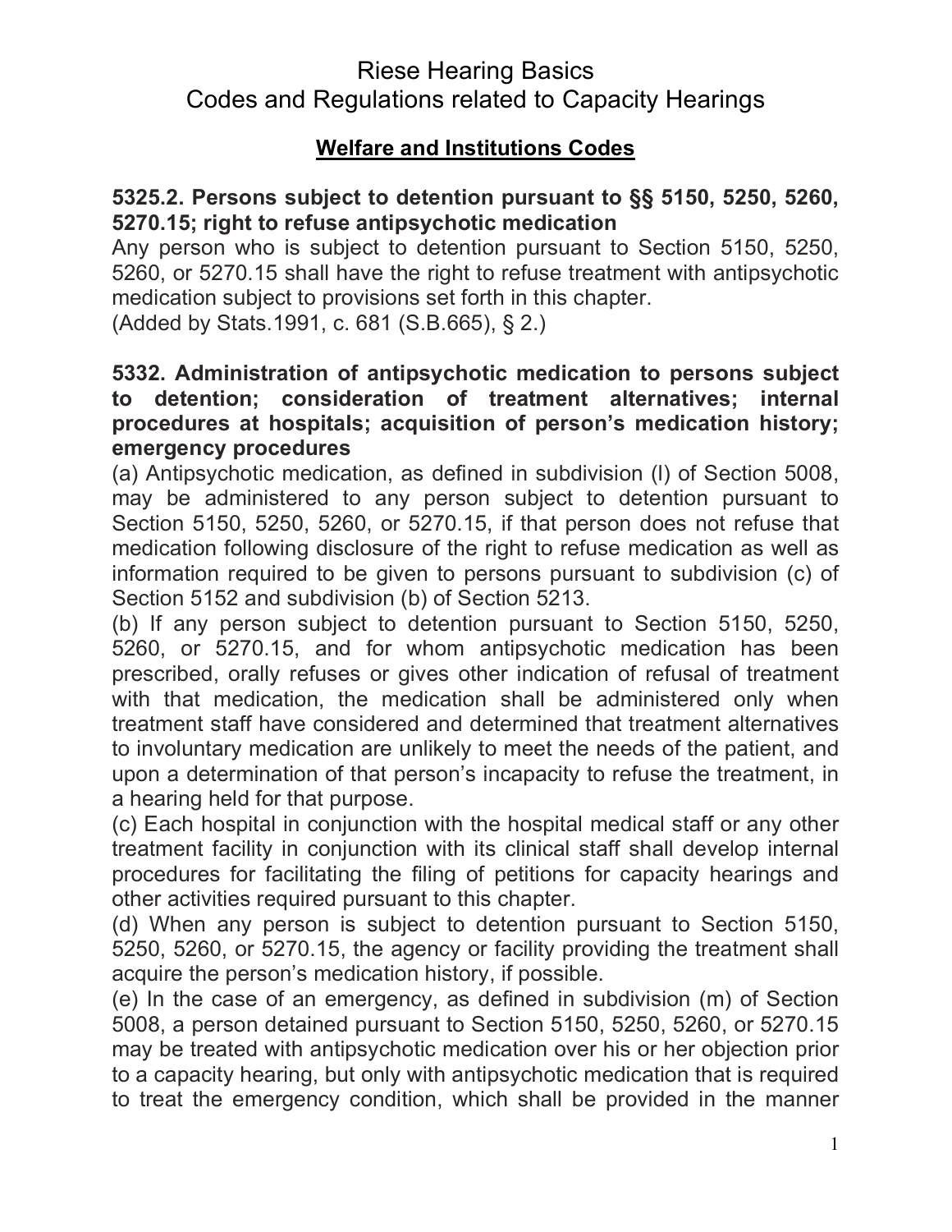# Riese Hearing Basics
# Codes and Regulations related to Capacity Hearings

## Welfare and Institutions Codes

### 5325.2. Persons subject to detention pursuant to §§ 5150, 5250, 5260, 5270.15; right to refuse antipsychotic medication

Any person who is subject to detention pursuant to Section 5150, 5250, 5260, or 5270.15 shall have the right to refuse treatment with antipsychotic medication subject to provisions set forth in this chapter.
(Added by Stats.1991, c. 681 (S.B.665), § 2.)

### 5332. Administration of antipsychotic medication to persons subject to detention; consideration of treatment alternatives; internal procedures at hospitals; acquisition of person's medication history; emergency procedures

(a) Antipsychotic medication, as defined in subdivision (l) of Section 5008, may be administered to any person subject to detention pursuant to Section 5150, 5250, 5260, or 5270.15, if that person does not refuse that medication following disclosure of the right to refuse medication as well as information required to be given to persons pursuant to subdivision (c) of Section 5152 and subdivision (b) of Section 5213.

(b) If any person subject to detention pursuant to Section 5150, 5250, 5260, or 5270.15, and for whom antipsychotic medication has been prescribed, orally refuses or gives other indication of refusal of treatment with that medication, the medication shall be administered only when treatment staff have considered and determined that treatment alternatives to involuntary medication are unlikely to meet the needs of the patient, and upon a determination of that person's incapacity to refuse the treatment, in a hearing held for that purpose.

(c) Each hospital in conjunction with the hospital medical staff or any other treatment facility in conjunction with its clinical staff shall develop internal procedures for facilitating the filing of petitions for capacity hearings and other activities required pursuant to this chapter.

(d) When any person is subject to detention pursuant to Section 5150, 5250, 5260, or 5270.15, the agency or facility providing the treatment shall acquire the person's medication history, if possible.

(e) In the case of an emergency, as defined in subdivision (m) of Section 5008, a person detained pursuant to Section 5150, 5250, 5260, or 5270.15 may be treated with antipsychotic medication over his or her objection prior to a capacity hearing, but only with antipsychotic medication that is required to treat the emergency condition, which shall be provided in the manner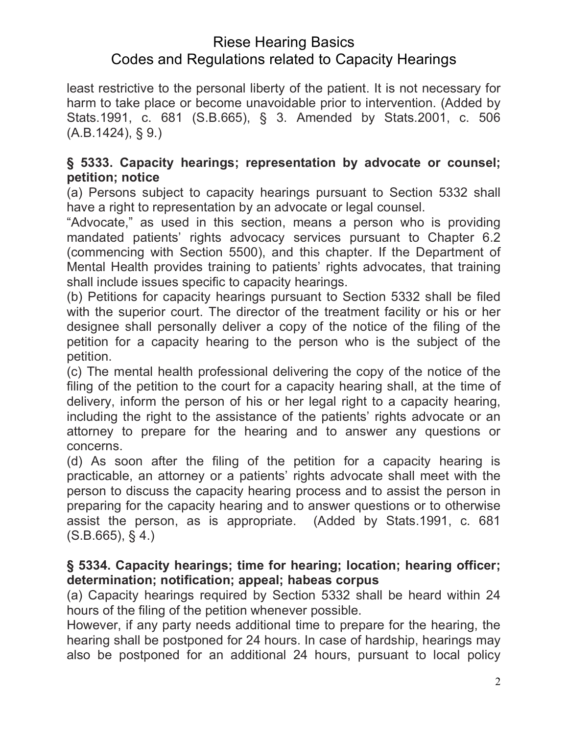least restrictive to the personal liberty of the patient. It is not necessary for harm to take place or become unavoidable prior to intervention. (Added by Stats.1991, c. 681 (S.B.665), § 3. Amended by Stats.2001, c. 506 (A.B.1424), § 9.)

**§ 5333. Capacity hearings; representation by advocate or counsel; petition; notice**

(a) Persons subject to capacity hearings pursuant to Section 5332 shall have a right to representation by an advocate or legal counsel.

"Advocate," as used in this section, means a person who is providing mandated patients' rights advocacy services pursuant to Chapter 6.2 (commencing with Section 5500), and this chapter. If the Department of Mental Health provides training to patients' rights advocates, that training shall include issues specific to capacity hearings.

(b) Petitions for capacity hearings pursuant to Section 5332 shall be filed with the superior court. The director of the treatment facility or his or her designee shall personally deliver a copy of the notice of the filing of the petition for a capacity hearing to the person who is the subject of the petition.

(c) The mental health professional delivering the copy of the notice of the filing of the petition to the court for a capacity hearing shall, at the time of delivery, inform the person of his or her legal right to a capacity hearing, including the right to the assistance of the patients' rights advocate or an attorney to prepare for the hearing and to answer any questions or concerns.

(d) As soon after the filing of the petition for a capacity hearing is practicable, an attorney or a patients' rights advocate shall meet with the person to discuss the capacity hearing process and to assist the person in preparing for the capacity hearing and to answer questions or to otherwise assist the person, as is appropriate. (Added by Stats.1991, c. 681 (S.B.665), § 4.)

**§ 5334. Capacity hearings; time for hearing; location; hearing officer; determination; notification; appeal; habeas corpus**

(a) Capacity hearings required by Section 5332 shall be heard within 24 hours of the filing of the petition whenever possible.

However, if any party needs additional time to prepare for the hearing, the hearing shall be postponed for 24 hours. In case of hardship, hearings may also be postponed for an additional 24 hours, pursuant to local policy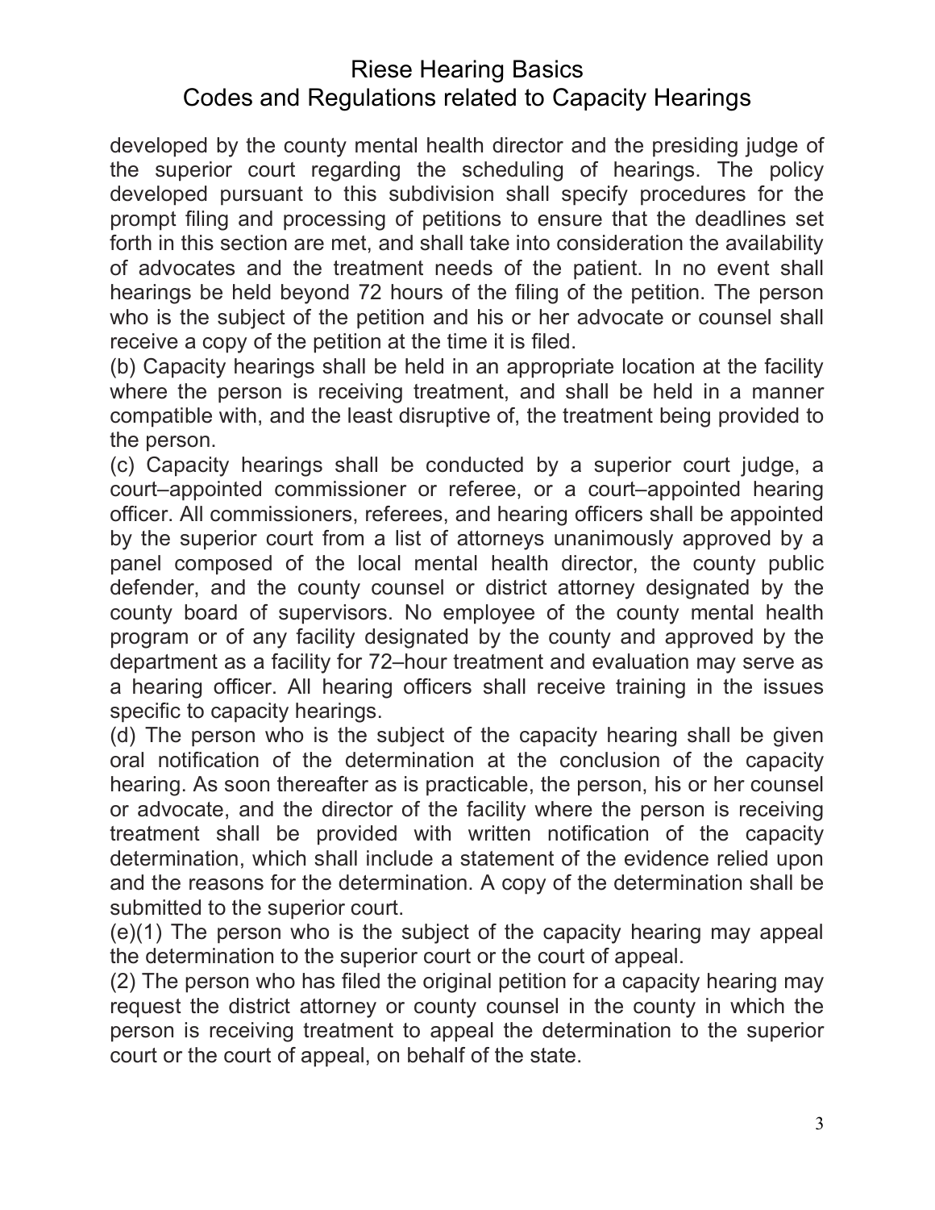developed by the county mental health director and the presiding judge of the superior court regarding the scheduling of hearings. The policy developed pursuant to this subdivision shall specify procedures for the prompt filing and processing of petitions to ensure that the deadlines set forth in this section are met, and shall take into consideration the availability of advocates and the treatment needs of the patient. In no event shall hearings be held beyond 72 hours of the filing of the petition. The person who is the subject of the petition and his or her advocate or counsel shall receive a copy of the petition at the time it is filed.

(b) Capacity hearings shall be held in an appropriate location at the facility where the person is receiving treatment, and shall be held in a manner compatible with, and the least disruptive of, the treatment being provided to the person.

(c) Capacity hearings shall be conducted by a superior court judge, a court–appointed commissioner or referee, or a court–appointed hearing officer. All commissioners, referees, and hearing officers shall be appointed by the superior court from a list of attorneys unanimously approved by a panel composed of the local mental health director, the county public defender, and the county counsel or district attorney designated by the county board of supervisors. No employee of the county mental health program or of any facility designated by the county and approved by the department as a facility for 72–hour treatment and evaluation may serve as a hearing officer. All hearing officers shall receive training in the issues specific to capacity hearings.

(d) The person who is the subject of the capacity hearing shall be given oral notification of the determination at the conclusion of the capacity hearing. As soon thereafter as is practicable, the person, his or her counsel or advocate, and the director of the facility where the person is receiving treatment shall be provided with written notification of the capacity determination, which shall include a statement of the evidence relied upon and the reasons for the determination. A copy of the determination shall be submitted to the superior court.

(e)(1) The person who is the subject of the capacity hearing may appeal the determination to the superior court or the court of appeal.

(2) The person who has filed the original petition for a capacity hearing may request the district attorney or county counsel in the county in which the person is receiving treatment to appeal the determination to the superior court or the court of appeal, on behalf of the state.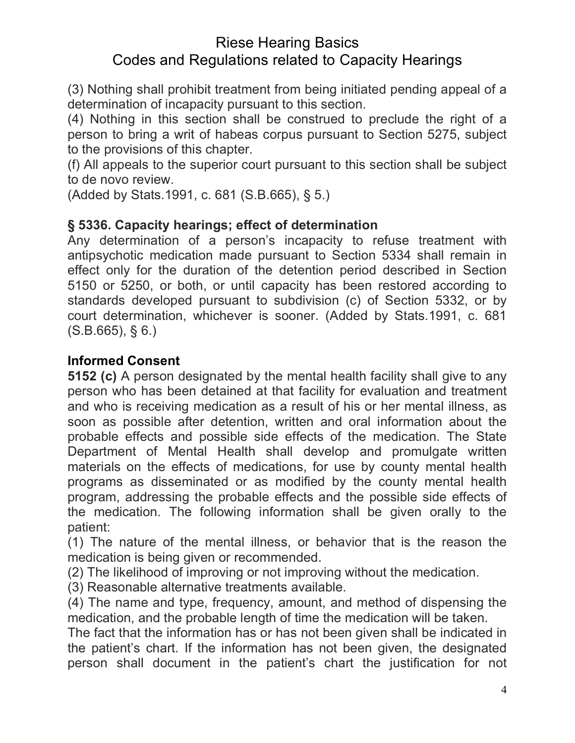(3) Nothing shall prohibit treatment from being initiated pending appeal of a determination of incapacity pursuant to this section.

(4) Nothing in this section shall be construed to preclude the right of a person to bring a writ of habeas corpus pursuant to Section 5275, subject to the provisions of this chapter.

(f) All appeals to the superior court pursuant to this section shall be subject to de novo review.

(Added by Stats.1991, c. 681 (S.B.665), § 5.)

### § 5336. Capacity hearings; effect of determination

Any determination of a person's incapacity to refuse treatment with antipsychotic medication made pursuant to Section 5334 shall remain in effect only for the duration of the detention period described in Section 5150 or 5250, or both, or until capacity has been restored according to standards developed pursuant to subdivision (c) of Section 5332, or by court determination, whichever is sooner. (Added by Stats.1991, c. 681 (S.B.665), § 6.)

### Informed Consent

**5152 (c)** A person designated by the mental health facility shall give to any person who has been detained at that facility for evaluation and treatment and who is receiving medication as a result of his or her mental illness, as soon as possible after detention, written and oral information about the probable effects and possible side effects of the medication. The State Department of Mental Health shall develop and promulgate written materials on the effects of medications, for use by county mental health programs as disseminated or as modified by the county mental health program, addressing the probable effects and the possible side effects of the medication. The following information shall be given orally to the patient:

(1) The nature of the mental illness, or behavior that is the reason the medication is being given or recommended.

(2) The likelihood of improving or not improving without the medication.

(3) Reasonable alternative treatments available.

(4) The name and type, frequency, amount, and method of dispensing the medication, and the probable length of time the medication will be taken.

The fact that the information has or has not been given shall be indicated in the patient's chart. If the information has not been given, the designated person shall document in the patient's chart the justification for not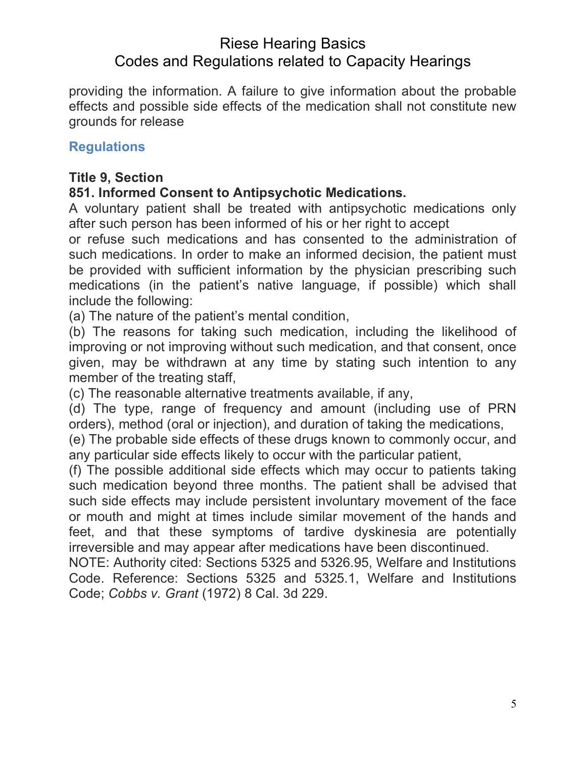providing the information. A failure to give information about the probable effects and possible side effects of the medication shall not constitute new grounds for release

## Regulations

**Title 9, Section**
**851. Informed Consent to Antipsychotic Medications.**
A voluntary patient shall be treated with antipsychotic medications only after such person has been informed of his or her right to accept or refuse such medications and has consented to the administration of such medications. In order to make an informed decision, the patient must be provided with sufficient information by the physician prescribing such medications (in the patient's native language, if possible) which shall include the following:
(a) The nature of the patient's mental condition,
(b) The reasons for taking such medication, including the likelihood of improving or not improving without such medication, and that consent, once given, may be withdrawn at any time by stating such intention to any member of the treating staff,
(c) The reasonable alternative treatments available, if any,
(d) The type, range of frequency and amount (including use of PRN orders), method (oral or injection), and duration of taking the medications,
(e) The probable side effects of these drugs known to commonly occur, and any particular side effects likely to occur with the particular patient,
(f) The possible additional side effects which may occur to patients taking such medication beyond three months. The patient shall be advised that such side effects may include persistent involuntary movement of the face or mouth and might at times include similar movement of the hands and feet, and that these symptoms of tardive dyskinesia are potentially irreversible and may appear after medications have been discontinued.
NOTE: Authority cited: Sections 5325 and 5326.95, Welfare and Institutions Code. Reference: Sections 5325 and 5325.1, Welfare and Institutions Code; *Cobbs v. Grant* (1972) 8 Cal. 3d 229.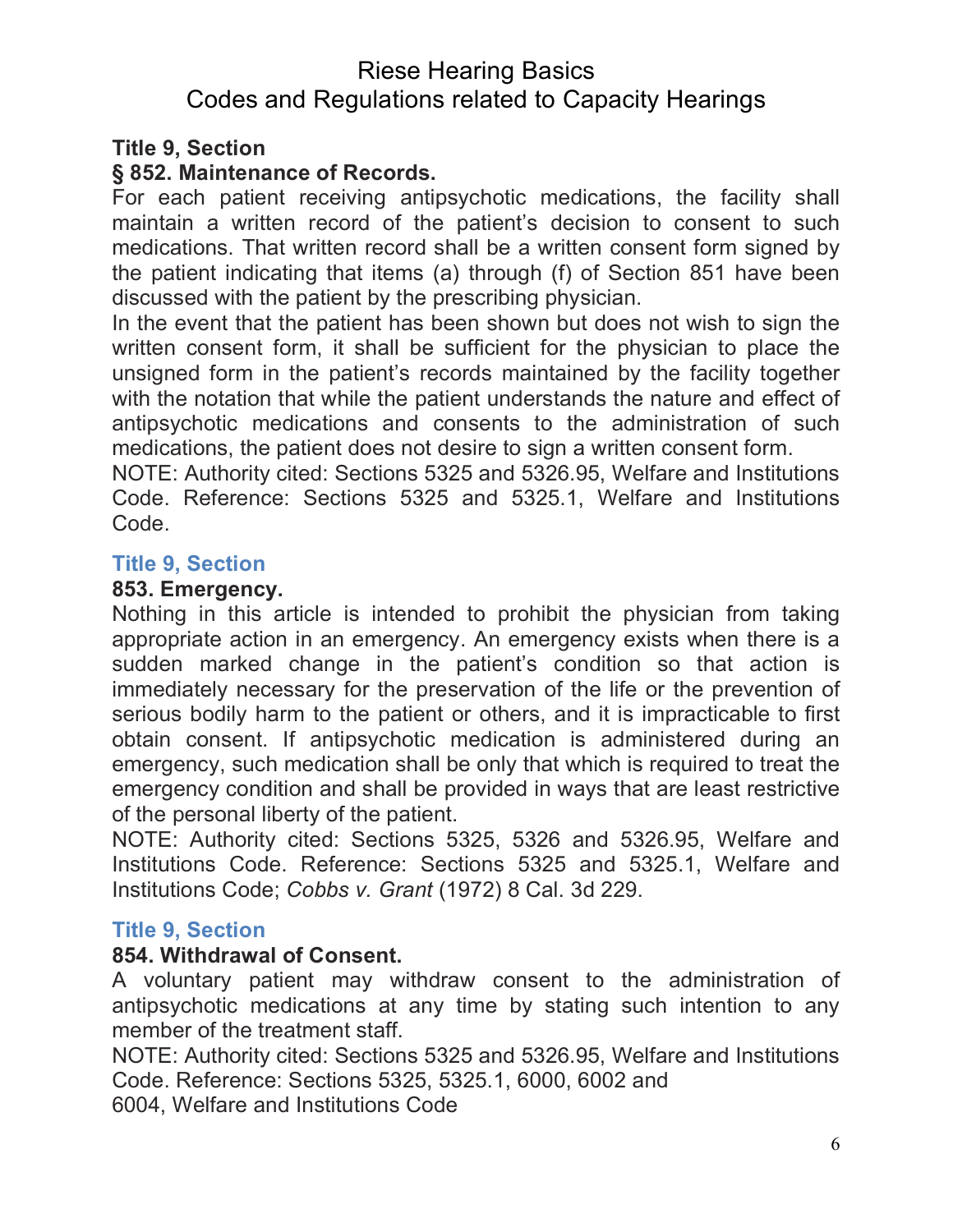**Title 9, Section**

**§ 852. Maintenance of Records.**

For each patient receiving antipsychotic medications, the facility shall maintain a written record of the patient's decision to consent to such medications. That written record shall be a written consent form signed by the patient indicating that items (a) through (f) of Section 851 have been discussed with the patient by the prescribing physician.

In the event that the patient has been shown but does not wish to sign the written consent form, it shall be sufficient for the physician to place the unsigned form in the patient's records maintained by the facility together with the notation that while the patient understands the nature and effect of antipsychotic medications and consents to the administration of such medications, the patient does not desire to sign a written consent form.

NOTE: Authority cited: Sections 5325 and 5326.95, Welfare and Institutions Code. Reference: Sections 5325 and 5325.1, Welfare and Institutions Code.

**Title 9, Section**

**853. Emergency.**

Nothing in this article is intended to prohibit the physician from taking appropriate action in an emergency. An emergency exists when there is a sudden marked change in the patient's condition so that action is immediately necessary for the preservation of the life or the prevention of serious bodily harm to the patient or others, and it is impracticable to first obtain consent. If antipsychotic medication is administered during an emergency, such medication shall be only that which is required to treat the emergency condition and shall be provided in ways that are least restrictive of the personal liberty of the patient.

NOTE: Authority cited: Sections 5325, 5326 and 5326.95, Welfare and Institutions Code. Reference: Sections 5325 and 5325.1, Welfare and Institutions Code; *Cobbs v. Grant* (1972) 8 Cal. 3d 229.

**Title 9, Section**

**854. Withdrawal of Consent.**

A voluntary patient may withdraw consent to the administration of antipsychotic medications at any time by stating such intention to any member of the treatment staff.

NOTE: Authority cited: Sections 5325 and 5326.95, Welfare and Institutions Code. Reference: Sections 5325, 5325.1, 6000, 6002 and 6004, Welfare and Institutions Code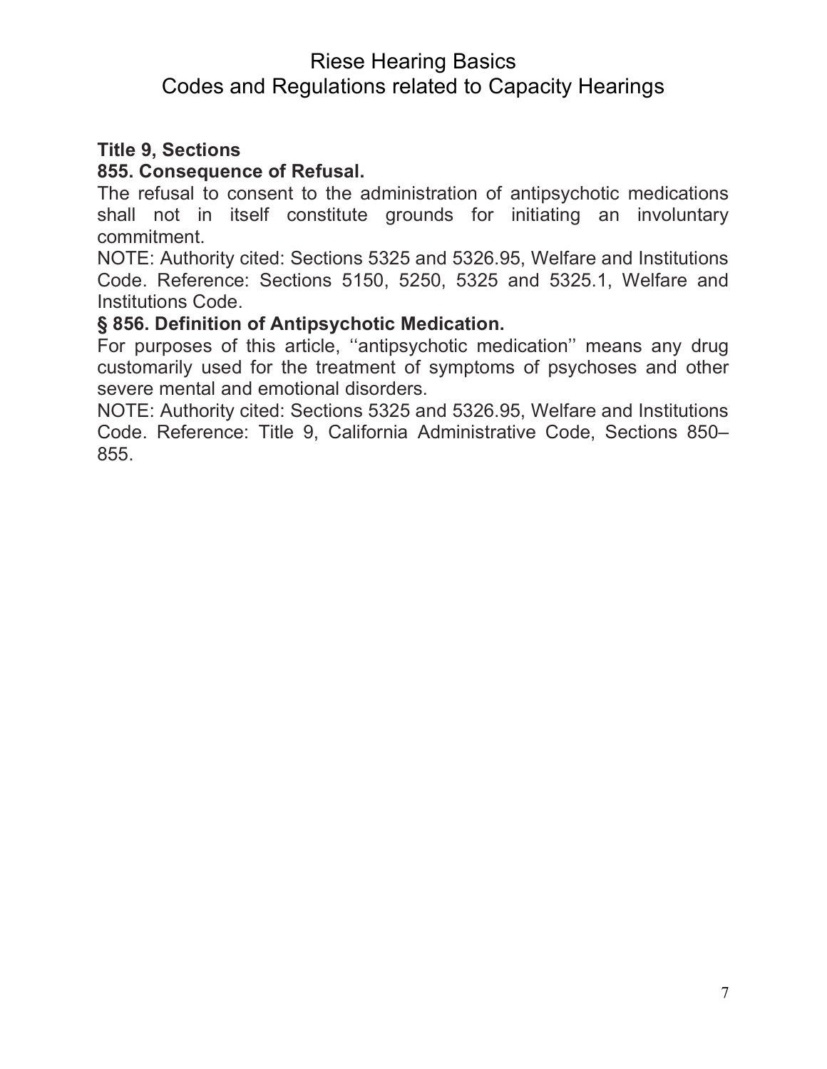**Title 9, Sections**

**855. Consequence of Refusal.**

The refusal to consent to the administration of antipsychotic medications shall not in itself constitute grounds for initiating an involuntary commitment.

NOTE: Authority cited: Sections 5325 and 5326.95, Welfare and Institutions Code. Reference: Sections 5150, 5250, 5325 and 5325.1, Welfare and Institutions Code.

**§ 856. Definition of Antipsychotic Medication.**

For purposes of this article, ‘‘antipsychotic medication’’ means any drug customarily used for the treatment of symptoms of psychoses and other severe mental and emotional disorders.

NOTE: Authority cited: Sections 5325 and 5326.95, Welfare and Institutions Code. Reference: Title 9, California Administrative Code, Sections 850–855.